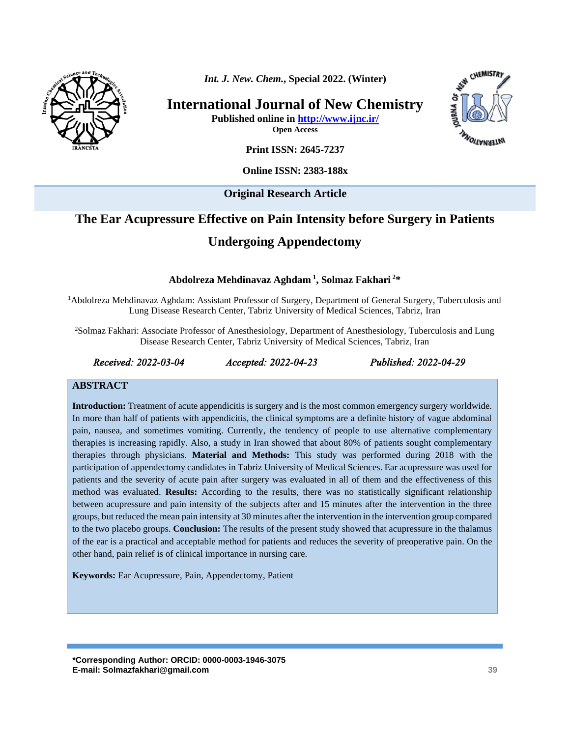*Int. J. New. Chem.*, Special 2022. (Winter)

# International Journal of New Chemistry

**Published online in http://www.ijnc.ir/**

**Open Access**

**Print ISSN: 2645-7237**

**Online ISSN: 2383-188x**

**Original Research Article**

# The Ear Acupressure Effective on Pain Intensity before Surgery in Patients Undergoing Appendectomy

**Abdolreza Mehdinavaz Aghdam [1], Solmaz Fakhari [2]***

[1]Abdolreza Mehdinavaz Aghdam: Assistant Professor of Surgery, Department of General Surgery, Tuberculosis and Lung Disease Research Center, Tabriz University of Medical Sciences, Tabriz, Iran

[2]Solmaz Fakhari: Associate Professor of Anesthesiology, Department of Anesthesiology, Tuberculosis and Lung Disease Research Center, Tabriz University of Medical Sciences, Tabriz, Iran

*Received: 2022-03-04* *Accepted: 2022-04-23* *Published: 2022-04-29*

## ABSTRACT

**Introduction:** Treatment of acute appendicitis is surgery and is the most common emergency surgery worldwide. In more than half of patients with appendicitis, the clinical symptoms are a definite history of vague abdominal pain, nausea, and sometimes vomiting. Currently, the tendency of people to use alternative complementary therapies is increasing rapidly. Also, a study in Iran showed that about 80% of patients sought complementary therapies through physicians. **Material and Methods:** This study was performed during 2018 with the participation of appendectomy candidates in Tabriz University of Medical Sciences. Ear acupressure was used for patients and the severity of acute pain after surgery was evaluated in all of them and the effectiveness of this method was evaluated. **Results:** According to the results, there was no statistically significant relationship between acupressure and pain intensity of the subjects after and 15 minutes after the intervention in the three groups, but reduced the mean pain intensity at 30 minutes after the intervention in the intervention group compared to the two placebo groups. **Conclusion:** The results of the present study showed that acupressure in the thalamus of the ear is a practical and acceptable method for patients and reduces the severity of preoperative pain. On the other hand, pain relief is of clinical importance in nursing care.

**Keywords:** Ear Acupressure, Pain, Appendectomy, Patient

**\*Corresponding Author: ORCID: 0000-0003-1946-3075**
**E-mail: Solmazfakhari@gmail.com**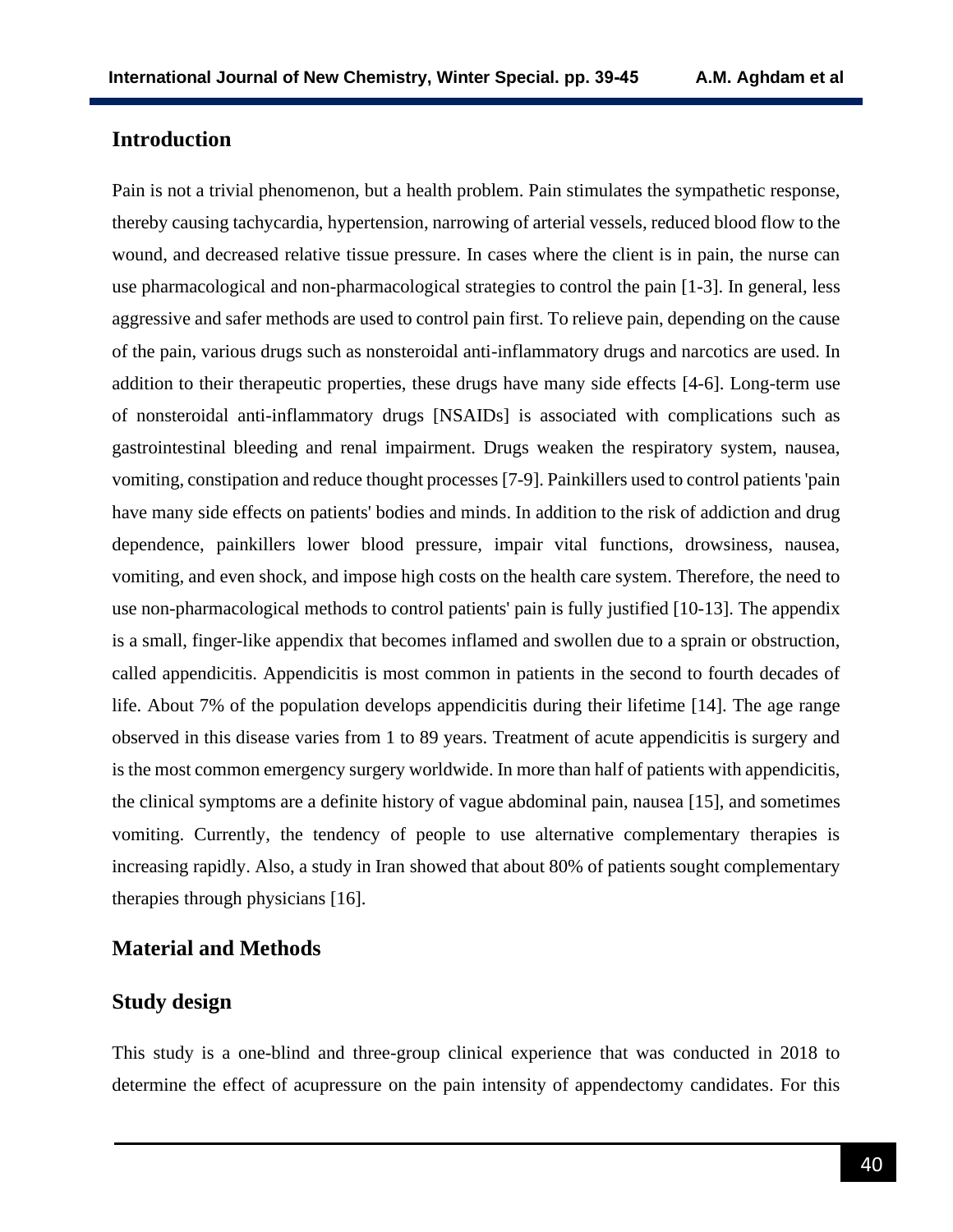## Introduction

Pain is not a trivial phenomenon, but a health problem. Pain stimulates the sympathetic response, thereby causing tachycardia, hypertension, narrowing of arterial vessels, reduced blood flow to the wound, and decreased relative tissue pressure. In cases where the client is in pain, the nurse can use pharmacological and non-pharmacological strategies to control the pain [1-3]. In general, less aggressive and safer methods are used to control pain first. To relieve pain, depending on the cause of the pain, various drugs such as nonsteroidal anti-inflammatory drugs and narcotics are used. In addition to their therapeutic properties, these drugs have many side effects [4-6]. Long-term use of nonsteroidal anti-inflammatory drugs [NSAIDs] is associated with complications such as gastrointestinal bleeding and renal impairment. Drugs weaken the respiratory system, nausea, vomiting, constipation and reduce thought processes [7-9]. Painkillers used to control patients 'pain have many side effects on patients' bodies and minds. In addition to the risk of addiction and drug dependence, painkillers lower blood pressure, impair vital functions, drowsiness, nausea, vomiting, and even shock, and impose high costs on the health care system. Therefore, the need to use non-pharmacological methods to control patients' pain is fully justified [10-13]. The appendix is a small, finger-like appendix that becomes inflamed and swollen due to a sprain or obstruction, called appendicitis. Appendicitis is most common in patients in the second to fourth decades of life. About 7% of the population develops appendicitis during their lifetime [14]. The age range observed in this disease varies from 1 to 89 years. Treatment of acute appendicitis is surgery and is the most common emergency surgery worldwide. In more than half of patients with appendicitis, the clinical symptoms are a definite history of vague abdominal pain, nausea [15], and sometimes vomiting. Currently, the tendency of people to use alternative complementary therapies is increasing rapidly. Also, a study in Iran showed that about 80% of patients sought complementary therapies through physicians [16].

## Material and Methods

### Study design

This study is a one-blind and three-group clinical experience that was conducted in 2018 to determine the effect of acupressure on the pain intensity of appendectomy candidates. For this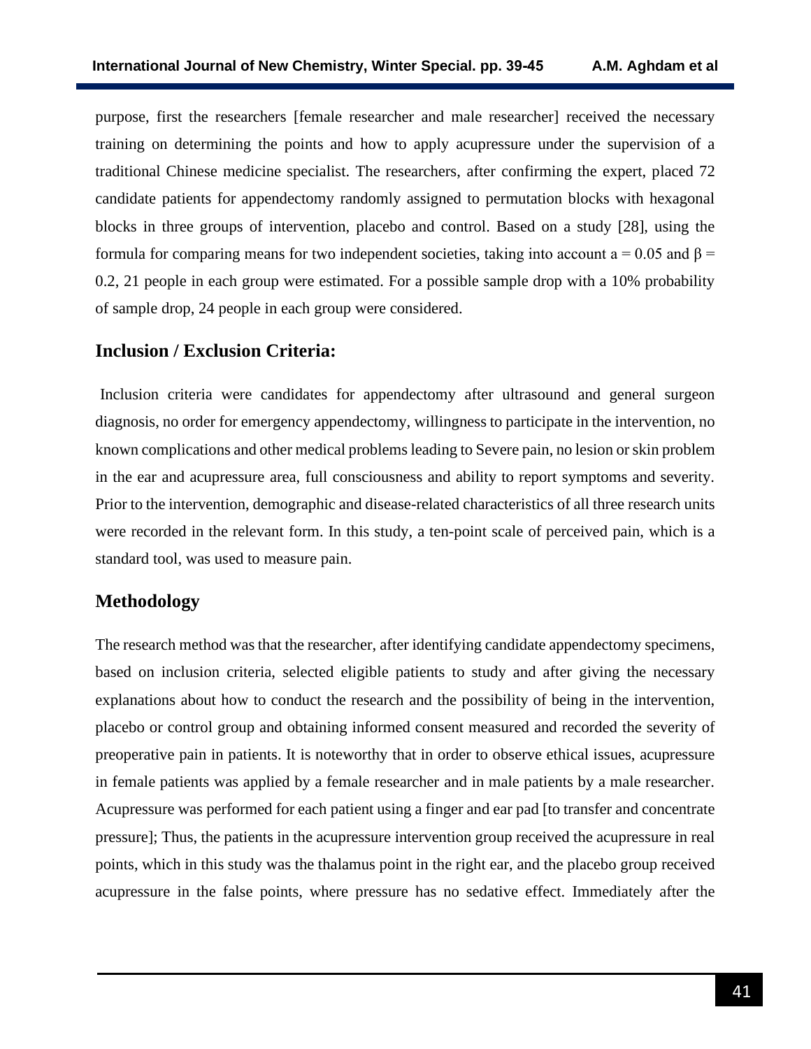purpose, first the researchers [female researcher and male researcher] received the necessary training on determining the points and how to apply acupressure under the supervision of a traditional Chinese medicine specialist. The researchers, after confirming the expert, placed 72 candidate patients for appendectomy randomly assigned to permutation blocks with hexagonal blocks in three groups of intervention, placebo and control. Based on a study [28], using the formula for comparing means for two independent societies, taking into account $a = 0.05$ and $\beta = 0.2$, 21 people in each group were estimated. For a possible sample drop with a 10% probability of sample drop, 24 people in each group were considered.

## Inclusion / Exclusion Criteria:

Inclusion criteria were candidates for appendectomy after ultrasound and general surgeon diagnosis, no order for emergency appendectomy, willingness to participate in the intervention, no known complications and other medical problems leading to Severe pain, no lesion or skin problem in the ear and acupressure area, full consciousness and ability to report symptoms and severity. Prior to the intervention, demographic and disease-related characteristics of all three research units were recorded in the relevant form. In this study, a ten-point scale of perceived pain, which is a standard tool, was used to measure pain.

## Methodology

The research method was that the researcher, after identifying candidate appendectomy specimens, based on inclusion criteria, selected eligible patients to study and after giving the necessary explanations about how to conduct the research and the possibility of being in the intervention, placebo or control group and obtaining informed consent measured and recorded the severity of preoperative pain in patients. It is noteworthy that in order to observe ethical issues, acupressure in female patients was applied by a female researcher and in male patients by a male researcher. Acupressure was performed for each patient using a finger and ear pad [to transfer and concentrate pressure]; Thus, the patients in the acupressure intervention group received the acupressure in real points, which in this study was the thalamus point in the right ear, and the placebo group received acupressure in the false points, where pressure has no sedative effect. Immediately after the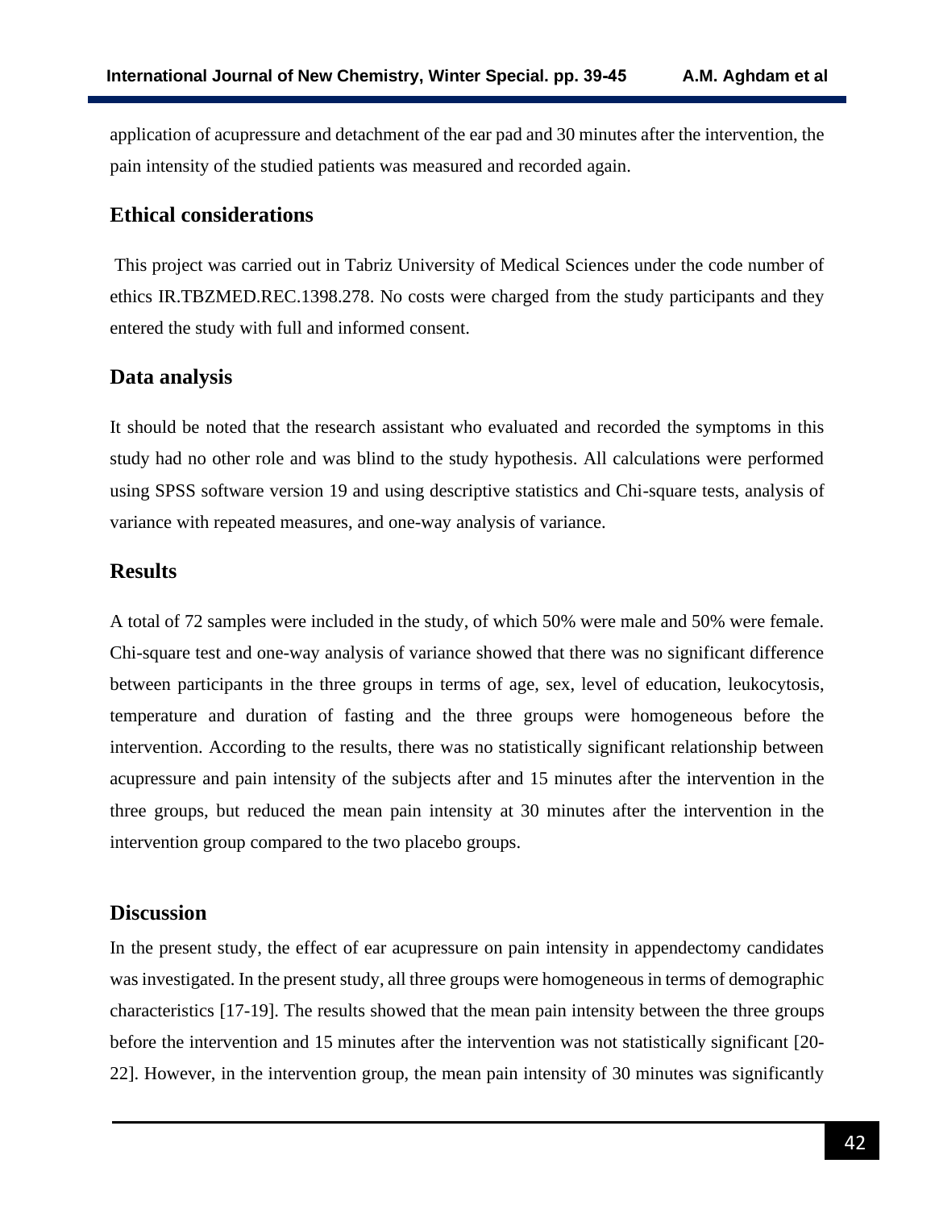application of acupressure and detachment of the ear pad and 30 minutes after the intervention, the pain intensity of the studied patients was measured and recorded again.

## Ethical considerations

This project was carried out in Tabriz University of Medical Sciences under the code number of ethics IR.TBZMED.REC.1398.278. No costs were charged from the study participants and they entered the study with full and informed consent.

## Data analysis

It should be noted that the research assistant who evaluated and recorded the symptoms in this study had no other role and was blind to the study hypothesis. All calculations were performed using SPSS software version 19 and using descriptive statistics and Chi-square tests, analysis of variance with repeated measures, and one-way analysis of variance.

## Results

A total of 72 samples were included in the study, of which 50% were male and 50% were female. Chi-square test and one-way analysis of variance showed that there was no significant difference between participants in the three groups in terms of age, sex, level of education, leukocytosis, temperature and duration of fasting and the three groups were homogeneous before the intervention. According to the results, there was no statistically significant relationship between acupressure and pain intensity of the subjects after and 15 minutes after the intervention in the three groups, but reduced the mean pain intensity at 30 minutes after the intervention in the intervention group compared to the two placebo groups.

## Discussion

In the present study, the effect of ear acupressure on pain intensity in appendectomy candidates was investigated. In the present study, all three groups were homogeneous in terms of demographic characteristics [17-19]. The results showed that the mean pain intensity between the three groups before the intervention and 15 minutes after the intervention was not statistically significant [20-22]. However, in the intervention group, the mean pain intensity of 30 minutes was significantly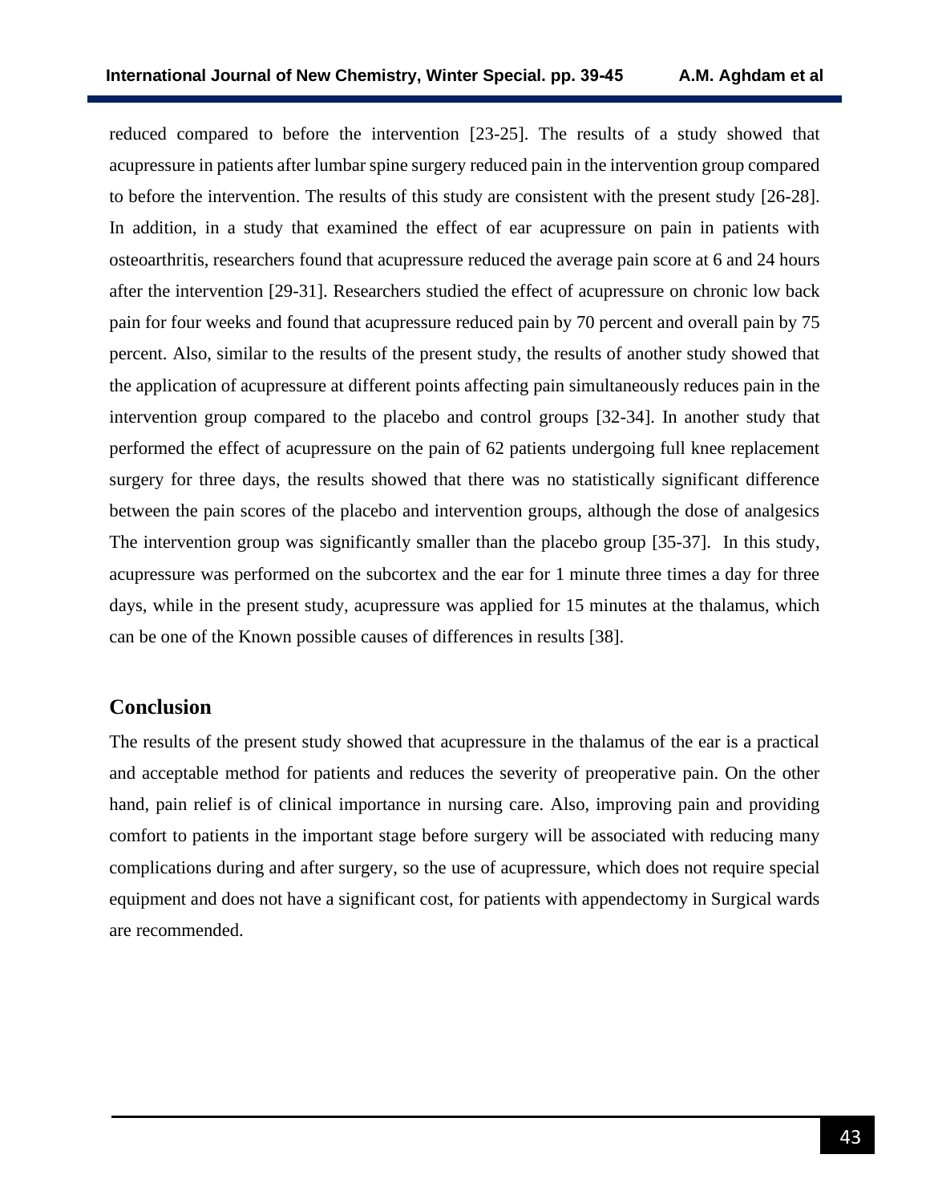reduced compared to before the intervention [23-25]. The results of a study showed that acupressure in patients after lumbar spine surgery reduced pain in the intervention group compared to before the intervention. The results of this study are consistent with the present study [26-28]. In addition, in a study that examined the effect of ear acupressure on pain in patients with osteoarthritis, researchers found that acupressure reduced the average pain score at 6 and 24 hours after the intervention [29-31]. Researchers studied the effect of acupressure on chronic low back pain for four weeks and found that acupressure reduced pain by 70 percent and overall pain by 75 percent. Also, similar to the results of the present study, the results of another study showed that the application of acupressure at different points affecting pain simultaneously reduces pain in the intervention group compared to the placebo and control groups [32-34]. In another study that performed the effect of acupressure on the pain of 62 patients undergoing full knee replacement surgery for three days, the results showed that there was no statistically significant difference between the pain scores of the placebo and intervention groups, although the dose of analgesics The intervention group was significantly smaller than the placebo group [35-37]. In this study, acupressure was performed on the subcortex and the ear for 1 minute three times a day for three days, while in the present study, acupressure was applied for 15 minutes at the thalamus, which can be one of the Known possible causes of differences in results [38].

## Conclusion

The results of the present study showed that acupressure in the thalamus of the ear is a practical and acceptable method for patients and reduces the severity of preoperative pain. On the other hand, pain relief is of clinical importance in nursing care. Also, improving pain and providing comfort to patients in the important stage before surgery will be associated with reducing many complications during and after surgery, so the use of acupressure, which does not require special equipment and does not have a significant cost, for patients with appendectomy in Surgical wards are recommended.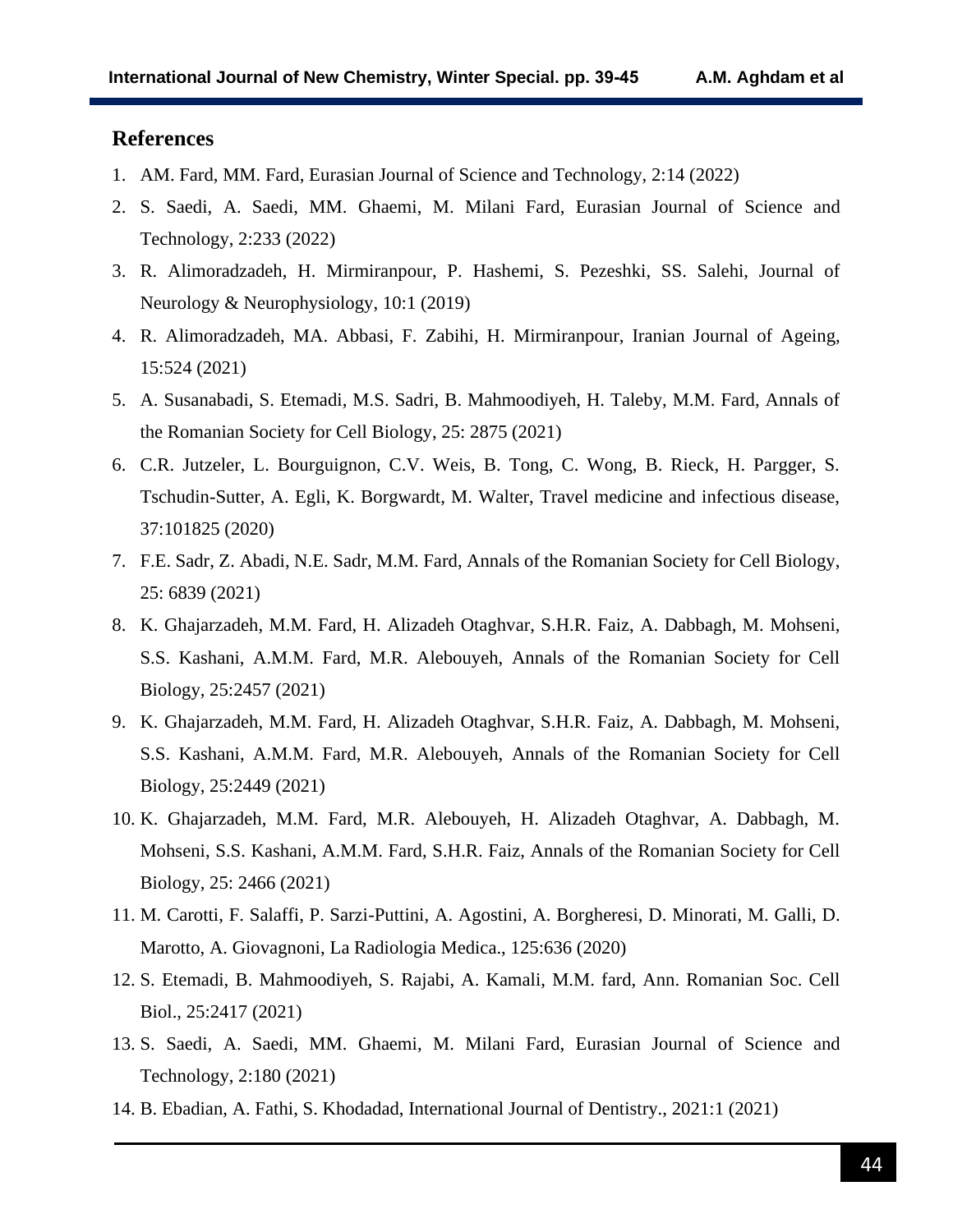## References

1. AM. Fard, MM. Fard, Eurasian Journal of Science and Technology, 2:14 (2022)
2. S. Saedi, A. Saedi, MM. Ghaemi, M. Milani Fard, Eurasian Journal of Science and Technology, 2:233 (2022)
3. R. Alimoradzadeh, H. Mirmiranpour, P. Hashemi, S. Pezeshki, SS. Salehi, Journal of Neurology & Neurophysiology, 10:1 (2019)
4. R. Alimoradzadeh, MA. Abbasi, F. Zabihi, H. Mirmiranpour, Iranian Journal of Ageing, 15:524 (2021)
5. A. Susanabadi, S. Etemadi, M.S. Sadri, B. Mahmoodiyeh, H. Taleby, M.M. Fard, Annals of the Romanian Society for Cell Biology, 25: 2875 (2021)
6. C.R. Jutzeler, L. Bourguignon, C.V. Weis, B. Tong, C. Wong, B. Rieck, H. Pargger, S. Tschudin-Sutter, A. Egli, K. Borgwardt, M. Walter, Travel medicine and infectious disease, 37:101825 (2020)
7. F.E. Sadr, Z. Abadi, N.E. Sadr, M.M. Fard, Annals of the Romanian Society for Cell Biology, 25: 6839 (2021)
8. K. Ghajarzadeh, M.M. Fard, H. Alizadeh Otaghvar, S.H.R. Faiz, A. Dabbagh, M. Mohseni, S.S. Kashani, A.M.M. Fard, M.R. Alebouyeh, Annals of the Romanian Society for Cell Biology, 25:2457 (2021)
9. K. Ghajarzadeh, M.M. Fard, H. Alizadeh Otaghvar, S.H.R. Faiz, A. Dabbagh, M. Mohseni, S.S. Kashani, A.M.M. Fard, M.R. Alebouyeh, Annals of the Romanian Society for Cell Biology, 25:2449 (2021)
10. K. Ghajarzadeh, M.M. Fard, M.R. Alebouyeh, H. Alizadeh Otaghvar, A. Dabbagh, M. Mohseni, S.S. Kashani, A.M.M. Fard, S.H.R. Faiz, Annals of the Romanian Society for Cell Biology, 25: 2466 (2021)
11. M. Carotti, F. Salaffi, P. Sarzi-Puttini, A. Agostini, A. Borgheresi, D. Minorati, M. Galli, D. Marotto, A. Giovagnoni, La Radiologia Medica., 125:636 (2020)
12. S. Etemadi, B. Mahmoodiyeh, S. Rajabi, A. Kamali, M.M. fard, Ann. Romanian Soc. Cell Biol., 25:2417 (2021)
13. S. Saedi, A. Saedi, MM. Ghaemi, M. Milani Fard, Eurasian Journal of Science and Technology, 2:180 (2021)
14. B. Ebadian, A. Fathi, S. Khodadad, International Journal of Dentistry., 2021:1 (2021)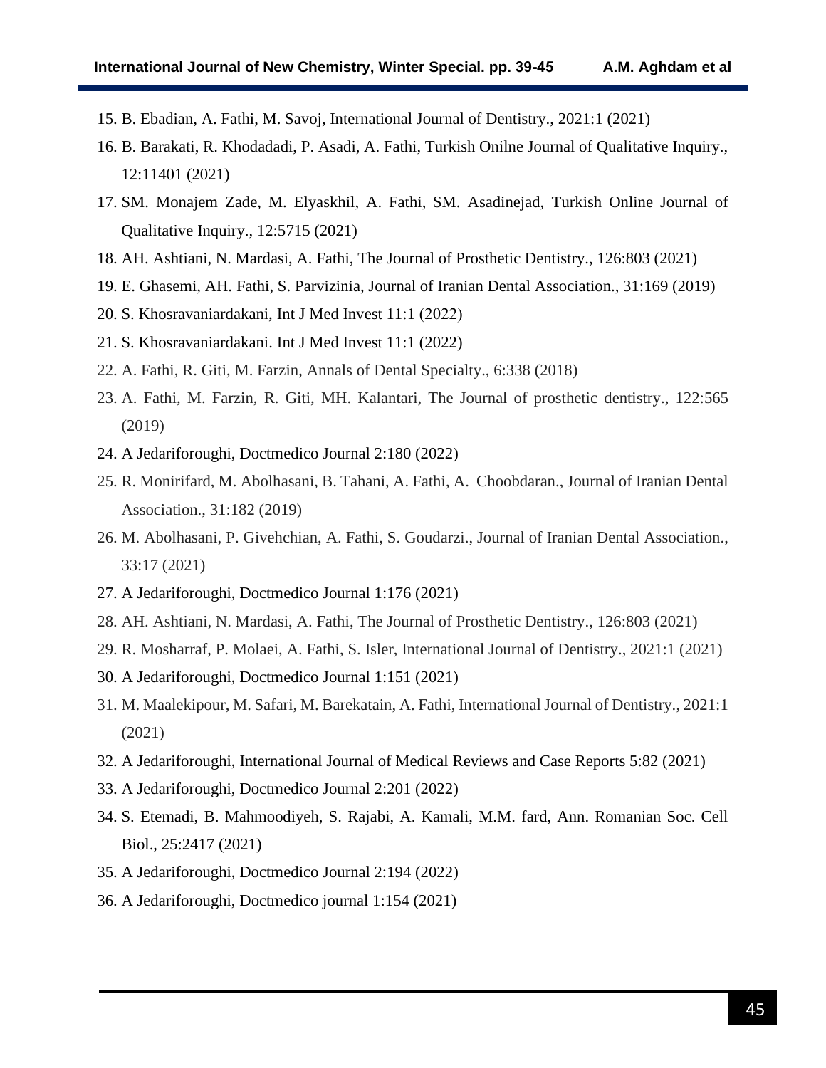15. B. Ebadian, A. Fathi, M. Savoj, International Journal of Dentistry., 2021:1 (2021)
16. B. Barakati, R. Khodadadi, P. Asadi, A. Fathi, Turkish Onilne Journal of Qualitative Inquiry., 12:11401 (2021)
17. SM. Monajem Zade, M. Elyaskhil, A. Fathi, SM. Asadinejad, Turkish Online Journal of Qualitative Inquiry., 12:5715 (2021)
18. AH. Ashtiani, N. Mardasi, A. Fathi, The Journal of Prosthetic Dentistry., 126:803 (2021)
19. E. Ghasemi, AH. Fathi, S. Parvizinia, Journal of Iranian Dental Association., 31:169 (2019)
20. S. Khosravaniardakani, Int J Med Invest 11:1 (2022)
21. S. Khosravaniardakani. Int J Med Invest 11:1 (2022)
22. A. Fathi, R. Giti, M. Farzin, Annals of Dental Specialty., 6:338 (2018)
23. A. Fathi, M. Farzin, R. Giti, MH. Kalantari, The Journal of prosthetic dentistry., 122:565 (2019)
24. A Jedariforoughi, Doctmedico Journal 2:180 (2022)
25. R. Monirifard, M. Abolhasani, B. Tahani, A. Fathi, A. Choobdaran., Journal of Iranian Dental Association., 31:182 (2019)
26. M. Abolhasani, P. Givehchian, A. Fathi, S. Goudarzi., Journal of Iranian Dental Association., 33:17 (2021)
27. A Jedariforoughi, Doctmedico Journal 1:176 (2021)
28. AH. Ashtiani, N. Mardasi, A. Fathi, The Journal of Prosthetic Dentistry., 126:803 (2021)
29. R. Mosharraf, P. Molaei, A. Fathi, S. Isler, International Journal of Dentistry., 2021:1 (2021)
30. A Jedariforoughi, Doctmedico Journal 1:151 (2021)
31. M. Maalekipour, M. Safari, M. Barekatain, A. Fathi, International Journal of Dentistry., 2021:1 (2021)
32. A Jedariforoughi, International Journal of Medical Reviews and Case Reports 5:82 (2021)
33. A Jedariforoughi, Doctmedico Journal 2:201 (2022)
34. S. Etemadi, B. Mahmoodiyeh, S. Rajabi, A. Kamali, M.M. fard, Ann. Romanian Soc. Cell Biol., 25:2417 (2021)
35. A Jedariforoughi, Doctmedico Journal 2:194 (2022)
36. A Jedariforoughi, Doctmedico journal 1:154 (2021)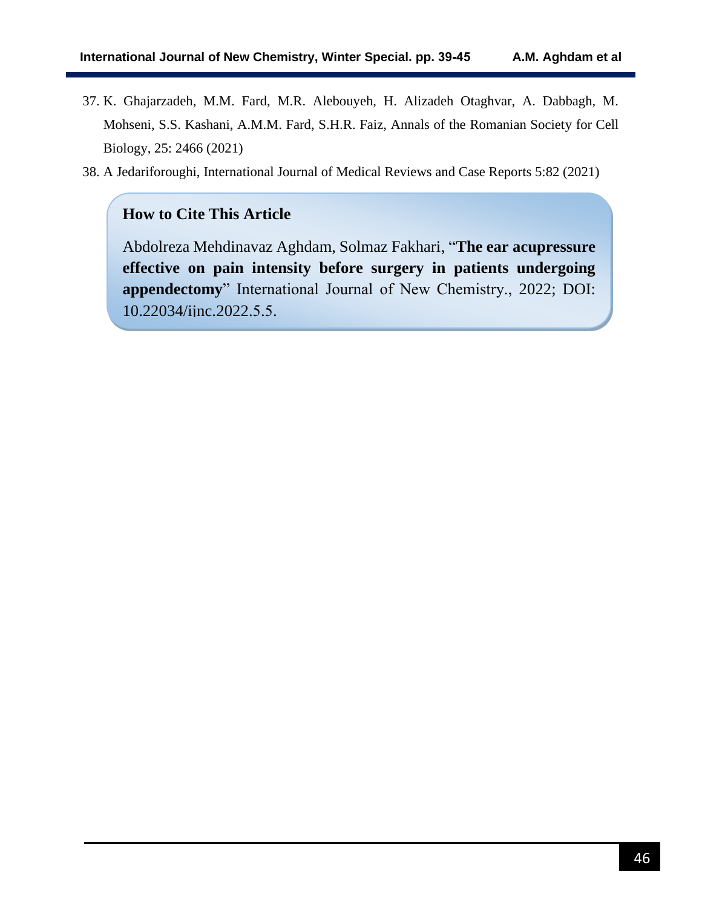37. K. Ghajarzadeh, M.M. Fard, M.R. Alebouyeh, H. Alizadeh Otaghvar, A. Dabbagh, M. Mohseni, S.S. Kashani, A.M.M. Fard, S.H.R. Faiz, Annals of the Romanian Society for Cell Biology, 25: 2466 (2021)
38. A Jedariforoughi, International Journal of Medical Reviews and Case Reports 5:82 (2021)

### How to Cite This Article

Abdolreza Mehdinavaz Aghdam, Solmaz Fakhari, "**The ear acupressure effective on pain intensity before surgery in patients undergoing appendectomy**" International Journal of New Chemistry., 2022; DOI: 10.22034/ijnc.2022.5.5.